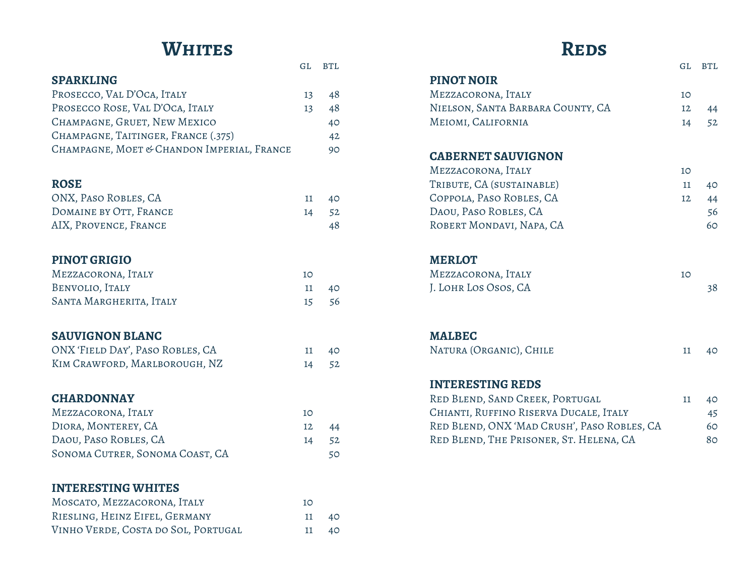# Whites

## SPARKLING

| | GL | BTL |
|---|---|---|
| Prosecco, Val D'Oca, Italy | 13 | 48 |
| Prosecco Rose, Val D'Oca, Italy | 13 | 48 |
| Champagne, Gruet, New Mexico | | 40 |
| Champagne, Taitinger, France (.375) | | 42 |
| Champagne, Moet & Chandon Imperial, France | | 90 |

## ROSE

| | GL | BTL |
|---|---|---|
| ONX, Paso Robles, CA | 11 | 40 |
| Domaine by Ott, France | 14 | 52 |
| AIX, Provence, France | | 48 |

## PINOT GRIGIO

| | GL | BTL |
|---|---|---|
| Mezzacorona, Italy | 10 | |
| Benvolio, Italy | 11 | 40 |
| Santa Margherita, Italy | 15 | 56 |

## SAUVIGNON BLANC

| | GL | BTL |
|---|---|---|
| ONX 'Field Day', Paso Robles, CA | 11 | 40 |
| Kim Crawford, Marlborough, NZ | 14 | 52 |

## CHARDONNAY

| | GL | BTL |
|---|---|---|
| Mezzacorona, Italy | 10 | |
| Diora, Monterey, CA | 12 | 44 |
| Daou, Paso Robles, CA | 14 | 52 |
| Sonoma Cutrer, Sonoma Coast, CA | | 50 |

## INTERESTING WHITES

| | GL | BTL |
|---|---|---|
| Moscato, Mezzacorona, Italy | 10 | |
| Riesling, Heinz Eifel, Germany | 11 | 40 |
| Vinho Verde, Costa do Sol, Portugal | 11 | 40 |

# Reds

## PINOT NOIR

| | GL | BTL |
|---|---|---|
| Mezzacorona, Italy | 10 | |
| Nielson, Santa Barbara County, CA | 12 | 44 |
| Meiomi, California | 14 | 52 |

## CABERNET SAUVIGNON

| | GL | BTL |
|---|---|---|
| Mezzacorona, Italy | 10 | |
| Tribute, CA (sustainable) | 11 | 40 |
| Coppola, Paso Robles, CA | 12 | 44 |
| Daou, Paso Robles, CA | | 56 |
| Robert Mondavi, Napa, CA | | 60 |

## MERLOT

| | GL | BTL |
|---|---|---|
| Mezzacorona, Italy | 10 | |
| J. Lohr Los Osos, CA | | 38 |

## MALBEC

| | GL | BTL |
|---|---|---|
| Natura (Organic), Chile | 11 | 40 |

## INTERESTING REDS

| | GL | BTL |
|---|---|---|
| Red Blend, Sand Creek, Portugal | 11 | 40 |
| Chianti, Ruffino Riserva Ducale, Italy | | 45 |
| Red Blend, ONX 'Mad Crush', Paso Robles, CA | | 60 |
| Red Blend, The Prisoner, St. Helena, CA | | 80 |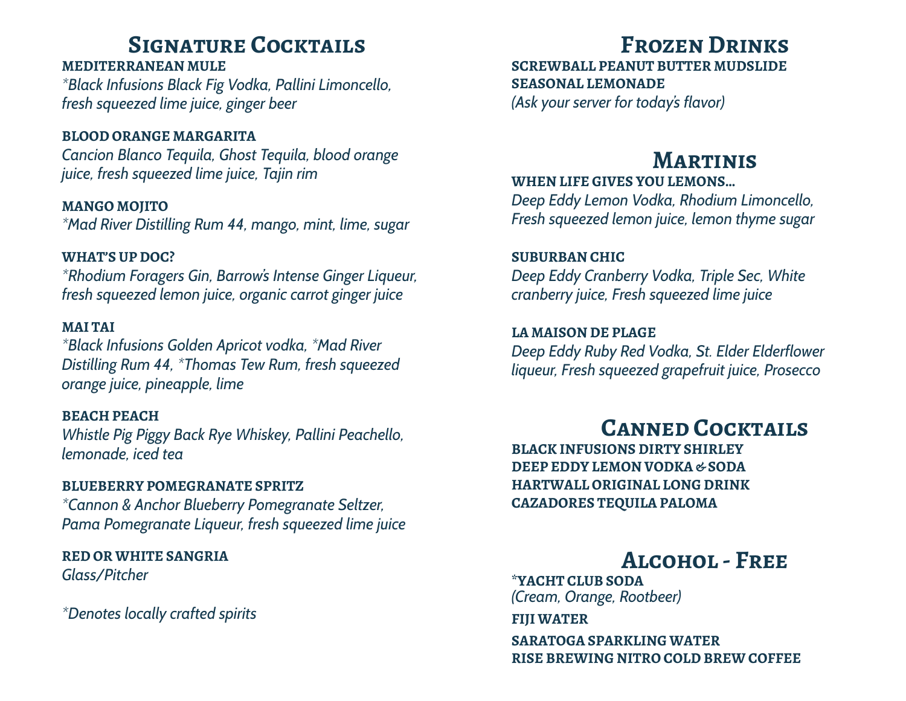## Signature Cocktails

**MEDITERRANEAN MULE**
*\*Black Infusions Black Fig Vodka, Pallini Limoncello, fresh squeezed lime juice, ginger beer*

**BLOOD ORANGE MARGARITA**
*Cancion Blanco Tequila, Ghost Tequila, blood orange juice, fresh squeezed lime juice, Tajin rim*

**MANGO MOJITO**
*\*Mad River Distilling Rum 44, mango, mint, lime, sugar*

**WHAT'S UP DOC?**
*\*Rhodium Foragers Gin, Barrow's Intense Ginger Liqueur, fresh squeezed lemon juice, organic carrot ginger juice*

**MAI TAI**
*\*Black Infusions Golden Apricot vodka, \*Mad River Distilling Rum 44, \*Thomas Tew Rum, fresh squeezed orange juice, pineapple, lime*

**BEACH PEACH**
*Whistle Pig Piggy Back Rye Whiskey, Pallini Peachello, lemonade, iced tea*

**BLUEBERRY POMEGRANATE SPRITZ**
*\*Cannon & Anchor Blueberry Pomegranate Seltzer, Pama Pomegranate Liqueur, fresh squeezed lime juice*

**RED OR WHITE SANGRIA**
*Glass/Pitcher*

*\*Denotes locally crafted spirits*

## Frozen Drinks

**SCREWBALL PEANUT BUTTER MUDSLIDE**
**SEASONAL LEMONADE**
*(Ask your server for today's flavor)*

## Martinis

**WHEN LIFE GIVES YOU LEMONS...**
*Deep Eddy Lemon Vodka, Rhodium Limoncello, Fresh squeezed lemon juice, lemon thyme sugar*

**SUBURBAN CHIC**
*Deep Eddy Cranberry Vodka, Triple Sec, White cranberry juice, Fresh squeezed lime juice*

**LA MAISON DE PLAGE**
*Deep Eddy Ruby Red Vodka, St. Elder Elderflower liqueur, Fresh squeezed grapefruit juice, Prosecco*

## Canned Cocktails

**BLACK INFUSIONS DIRTY SHIRLEY**
**DEEP EDDY LEMON VODKA & SODA**
**HARTWALL ORIGINAL LONG DRINK**
**CAZADORES TEQUILA PALOMA**

## Alcohol - Free

**\*YACHT CLUB SODA**
*(Cream, Orange, Rootbeer)*

**FIJI WATER**

**SARATOGA SPARKLING WATER**
**RISE BREWING NITRO COLD BREW COFFEE**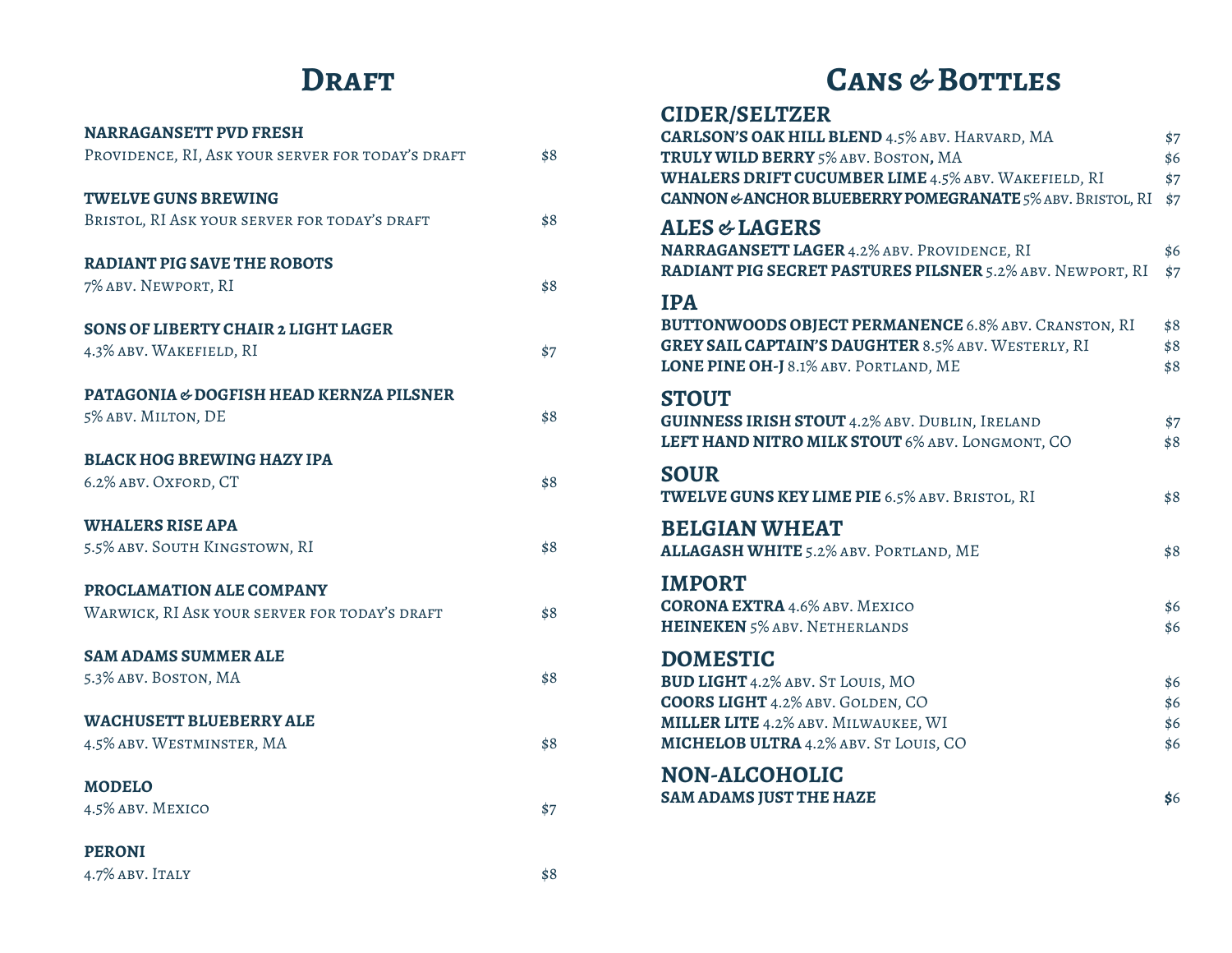# Draft

**NARRAGANSETT PVD FRESH**
Providence, RI, Ask your server for today's draft — $8

**TWELVE GUNS BREWING**
Bristol, RI Ask your server for today's draft — $8

**RADIANT PIG SAVE THE ROBOTS**
7% ABV. Newport, RI — $8

**SONS OF LIBERTY CHAIR 2 LIGHT LAGER**
4.3% ABV. Wakefield, RI — $7

**PATAGONIA & DOGFISH HEAD KERNZA PILSNER**
5% ABV. Milton, DE — $8

**BLACK HOG BREWING HAZY IPA**
6.2% ABV. Oxford, CT — $8

**WHALERS RISE APA**
5.5% ABV. South Kingstown, RI — $8

**PROCLAMATION ALE COMPANY**
Warwick, RI Ask your server for today's draft — $8

**SAM ADAMS SUMMER ALE**
5.3% ABV. Boston, MA — $8

**WACHUSETT BLUEBERRY ALE**
4.5% ABV. Westminster, MA — $8

**MODELO**
4.5% ABV. Mexico — $7

**PERONI**
4.7% ABV. Italy — $8

# Cans & Bottles

## CIDER/SELTZER

**CARLSON'S OAK HILL BLEND** 4.5% ABV. Harvard, MA — $7
**TRULY WILD BERRY** 5% ABV. Boston, MA — $6
**WHALERS DRIFT CUCUMBER LIME** 4.5% ABV. Wakefield, RI — $7
**CANNON & ANCHOR BLUEBERRY POMEGRANATE** 5% ABV. Bristol, RI — $7

## ALES & LAGERS

**NARRAGANSETT LAGER** 4.2% ABV. Providence, RI — $6
**RADIANT PIG SECRET PASTURES PILSNER** 5.2% ABV. Newport, RI — $7

## IPA

**BUTTONWOODS OBJECT PERMANENCE** 6.8% ABV. Cranston, RI — $8
**GREY SAIL CAPTAIN'S DAUGHTER** 8.5% ABV. Westerly, RI — $8
**LONE PINE OH-J** 8.1% ABV. Portland, ME — $8

## STOUT

**GUINNESS IRISH STOUT** 4.2% ABV. Dublin, Ireland — $7
**LEFT HAND NITRO MILK STOUT** 6% ABV. Longmont, CO — $8

## SOUR

**TWELVE GUNS KEY LIME PIE** 6.5% ABV. Bristol, RI — $8

## BELGIAN WHEAT

**ALLAGASH WHITE** 5.2% ABV. Portland, ME — $8

## IMPORT

**CORONA EXTRA** 4.6% ABV. Mexico — $6
**HEINEKEN** 5% ABV. Netherlands — $6

## DOMESTIC

**BUD LIGHT** 4.2% ABV. St Louis, MO — $6
**COORS LIGHT** 4.2% ABV. Golden, CO — $6
**MILLER LITE** 4.2% ABV. Milwaukee, WI — $6
**MICHELOB ULTRA** 4.2% ABV. St Louis, CO — $6

## NON-ALCOHOLIC

**SAM ADAMS JUST THE HAZE** — $6